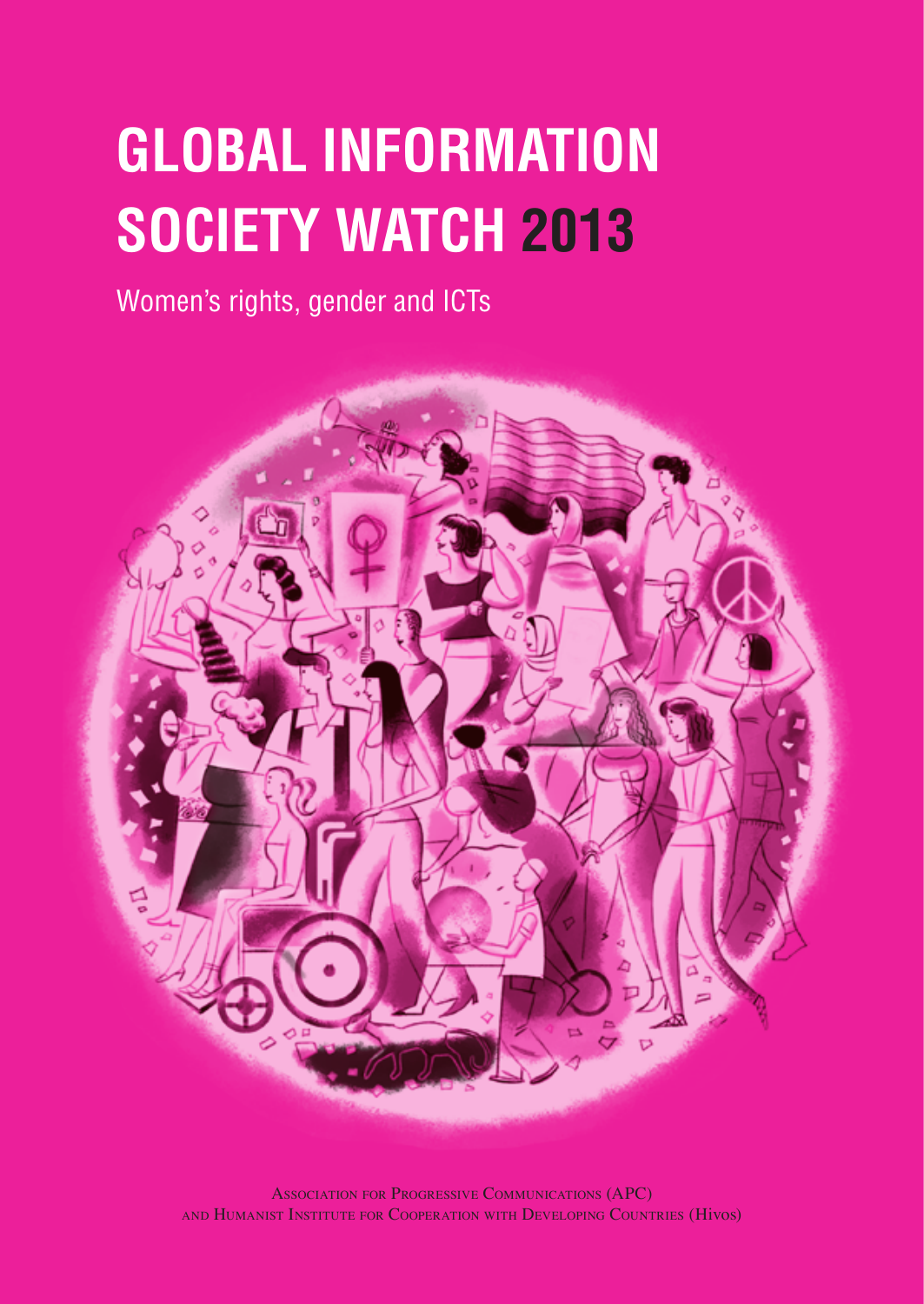# GLOBAL INFORMATION SOCIETY WATCH 2013

Women's rights, gender and ICTs

Association for Progressive Communications (APC)
and Humanist Institute for Cooperation with Developing Countries (Hivos)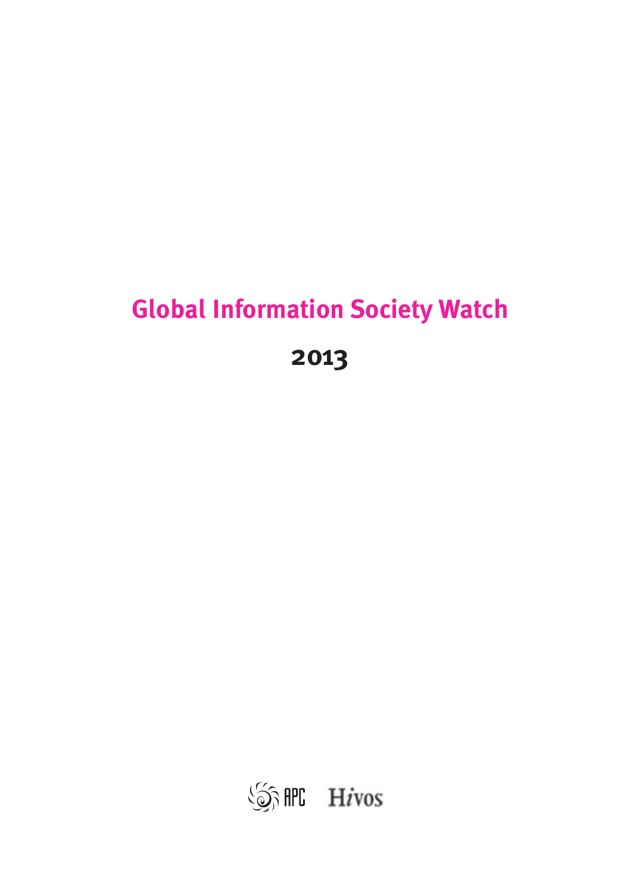# Global Information Society Watch

## 2013

APC Hivos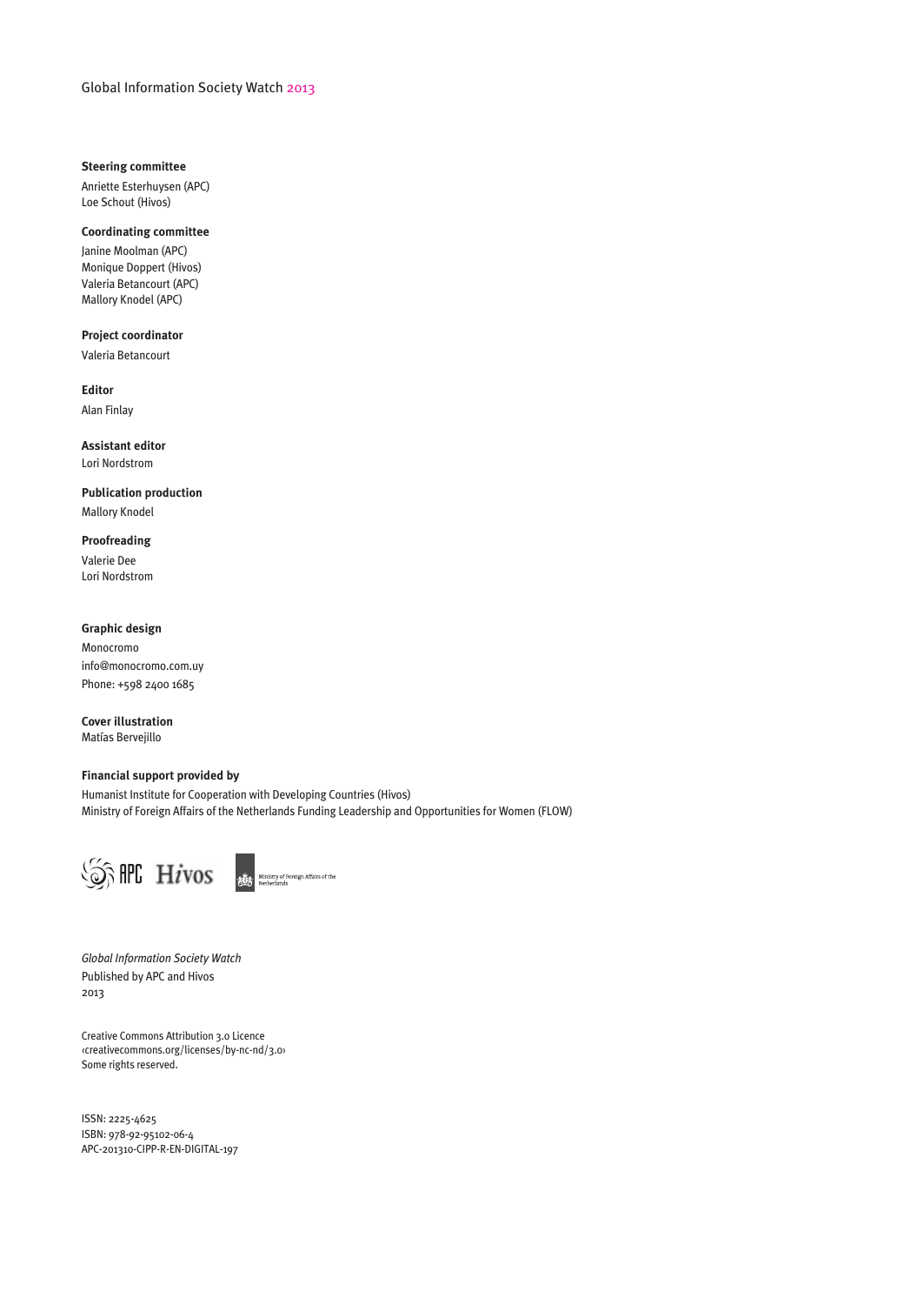Global Information Society Watch 2013

**Steering committee**

Anriette Esterhuysen (APC)
Loe Schout (Hivos)

**Coordinating committee**

Janine Moolman (APC)
Monique Doppert (Hivos)
Valeria Betancourt (APC)
Mallory Knodel (APC)

**Project coordinator**

Valeria Betancourt

**Editor**

Alan Finlay

**Assistant editor**

Lori Nordstrom

**Publication production**

Mallory Knodel

**Proofreading**

Valerie Dee
Lori Nordstrom

**Graphic design**

Monocromo
info@monocromo.com.uy
Phone: +598 2400 1685

**Cover illustration**

Matías Bervejillo

**Financial support provided by**

Humanist Institute for Cooperation with Developing Countries (Hivos)
Ministry of Foreign Affairs of the Netherlands Funding Leadership and Opportunities for Women (FLOW)

APC Hivos Ministry of Foreign Affairs of the Netherlands

*Global Information Society Watch*
Published by APC and Hivos
2013

Creative Commons Attribution 3.0 Licence
‹creativecommons.org/licenses/by-nc-nd/3.0›
Some rights reserved.

ISSN: 2225-4625
ISBN: 978-92-95102-06-4
APC-201310-CIPP-R-EN-DIGITAL-197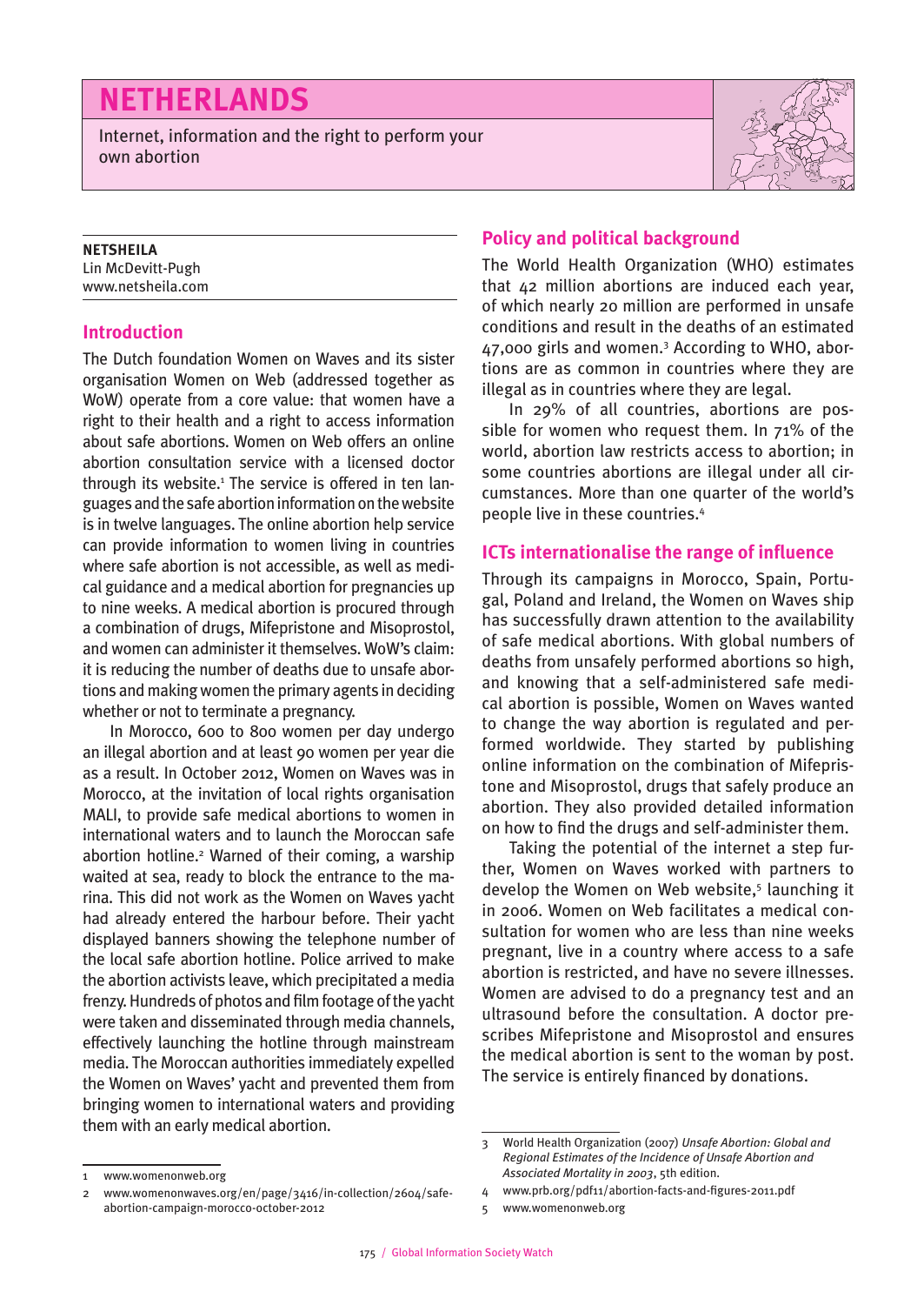# NETHERLANDS

Internet, information and the right to perform your own abortion

**NETSHEILA**
Lin McDevitt-Pugh
www.netsheila.com

## Introduction

The Dutch foundation Women on Waves and its sister organisation Women on Web (addressed together as WoW) operate from a core value: that women have a right to their health and a right to access information about safe abortions. Women on Web offers an online abortion consultation service with a licensed doctor through its website.[1] The service is offered in ten languages and the safe abortion information on the website is in twelve languages. The online abortion help service can provide information to women living in countries where safe abortion is not accessible, as well as medical guidance and a medical abortion for pregnancies up to nine weeks. A medical abortion is procured through a combination of drugs, Mifepristone and Misoprostol, and women can administer it themselves. WoW's claim: it is reducing the number of deaths due to unsafe abortions and making women the primary agents in deciding whether or not to terminate a pregnancy.

In Morocco, 600 to 800 women per day undergo an illegal abortion and at least 90 women per year die as a result. In October 2012, Women on Waves was in Morocco, at the invitation of local rights organisation MALI, to provide safe medical abortions to women in international waters and to launch the Moroccan safe abortion hotline.[2] Warned of their coming, a warship waited at sea, ready to block the entrance to the marina. This did not work as the Women on Waves yacht had already entered the harbour before. Their yacht displayed banners showing the telephone number of the local safe abortion hotline. Police arrived to make the abortion activists leave, which precipitated a media frenzy. Hundreds of photos and film footage of the yacht were taken and disseminated through media channels, effectively launching the hotline through mainstream media. The Moroccan authorities immediately expelled the Women on Waves' yacht and prevented them from bringing women to international waters and providing them with an early medical abortion.

## Policy and political background

The World Health Organization (WHO) estimates that 42 million abortions are induced each year, of which nearly 20 million are performed in unsafe conditions and result in the deaths of an estimated 47,000 girls and women.[3] According to WHO, abortions are as common in countries where they are illegal as in countries where they are legal.

In 29% of all countries, abortions are possible for women who request them. In 71% of the world, abortion law restricts access to abortion; in some countries abortions are illegal under all circumstances. More than one quarter of the world's people live in these countries.[4]

## ICTs internationalise the range of influence

Through its campaigns in Morocco, Spain, Portugal, Poland and Ireland, the Women on Waves ship has successfully drawn attention to the availability of safe medical abortions. With global numbers of deaths from unsafely performed abortions so high, and knowing that a self-administered safe medical abortion is possible, Women on Waves wanted to change the way abortion is regulated and performed worldwide. They started by publishing online information on the combination of Mifepristone and Misoprostol, drugs that safely produce an abortion. They also provided detailed information on how to find the drugs and self-administer them.

Taking the potential of the internet a step further, Women on Waves worked with partners to develop the Women on Web website,[5] launching it in 2006. Women on Web facilitates a medical consultation for women who are less than nine weeks pregnant, live in a country where access to a safe abortion is restricted, and have no severe illnesses. Women are advised to do a pregnancy test and an ultrasound before the consultation. A doctor prescribes Mifepristone and Misoprostol and ensures the medical abortion is sent to the woman by post. The service is entirely financed by donations.

---

1 www.womenonweb.org

2 www.womenonwaves.org/en/page/3416/in-collection/2604/safe-abortion-campaign-morocco-october-2012

3 World Health Organization (2007) *Unsafe Abortion: Global and Regional Estimates of the Incidence of Unsafe Abortion and Associated Mortality in 2003*, 5th edition.

4 www.prb.org/pdf11/abortion-facts-and-figures-2011.pdf

5 www.womenonweb.org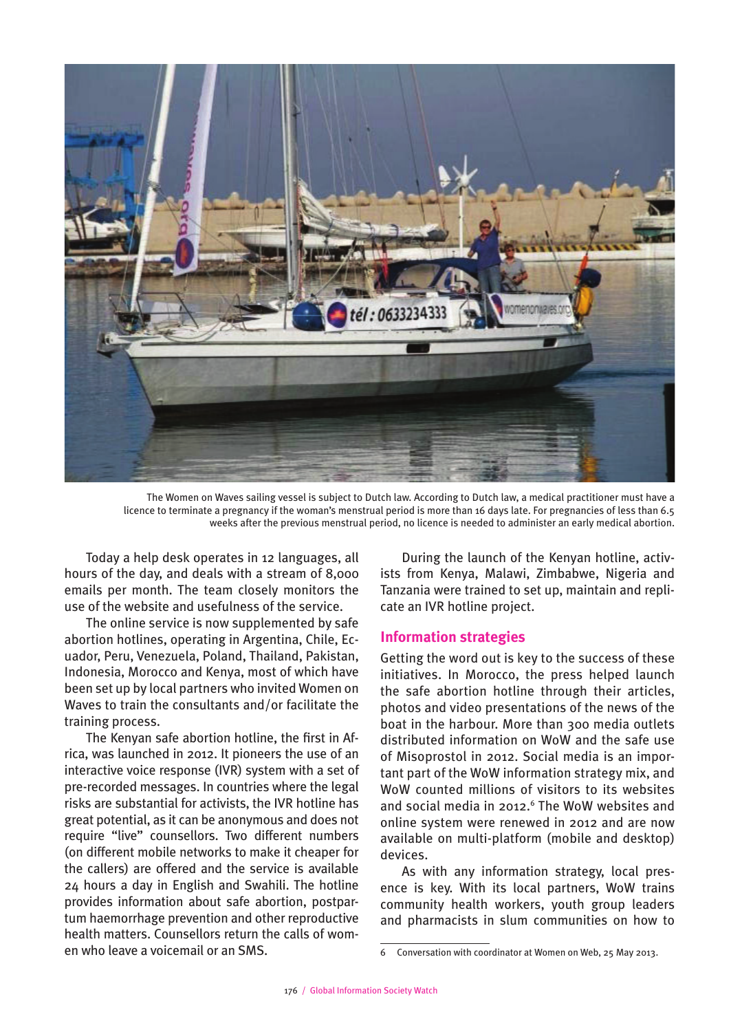The Women on Waves sailing vessel is subject to Dutch law. According to Dutch law, a medical practitioner must have a licence to terminate a pregnancy if the woman's menstrual period is more than 16 days late. For pregnancies of less than 6.5 weeks after the previous menstrual period, no licence is needed to administer an early medical abortion.

Today a help desk operates in 12 languages, all hours of the day, and deals with a stream of 8,000 emails per month. The team closely monitors the use of the website and usefulness of the service.

The online service is now supplemented by safe abortion hotlines, operating in Argentina, Chile, Ecuador, Peru, Venezuela, Poland, Thailand, Pakistan, Indonesia, Morocco and Kenya, most of which have been set up by local partners who invited Women on Waves to train the consultants and/or facilitate the training process.

The Kenyan safe abortion hotline, the first in Africa, was launched in 2012. It pioneers the use of an interactive voice response (IVR) system with a set of pre-recorded messages. In countries where the legal risks are substantial for activists, the IVR hotline has great potential, as it can be anonymous and does not require "live" counsellors. Two different numbers (on different mobile networks to make it cheaper for the callers) are offered and the service is available 24 hours a day in English and Swahili. The hotline provides information about safe abortion, postpartum haemorrhage prevention and other reproductive health matters. Counsellors return the calls of women who leave a voicemail or an SMS.

During the launch of the Kenyan hotline, activists from Kenya, Malawi, Zimbabwe, Nigeria and Tanzania were trained to set up, maintain and replicate an IVR hotline project.

## Information strategies

Getting the word out is key to the success of these initiatives. In Morocco, the press helped launch the safe abortion hotline through their articles, photos and video presentations of the news of the boat in the harbour. More than 300 media outlets distributed information on WoW and the safe use of Misoprostol in 2012. Social media is an important part of the WoW information strategy mix, and WoW counted millions of visitors to its websites and social media in 2012.[6] The WoW websites and online system were renewed in 2012 and are now available on multi-platform (mobile and desktop) devices.

As with any information strategy, local presence is key. With its local partners, WoW trains community health workers, youth group leaders and pharmacists in slum communities on how to

6 Conversation with coordinator at Women on Web, 25 May 2013.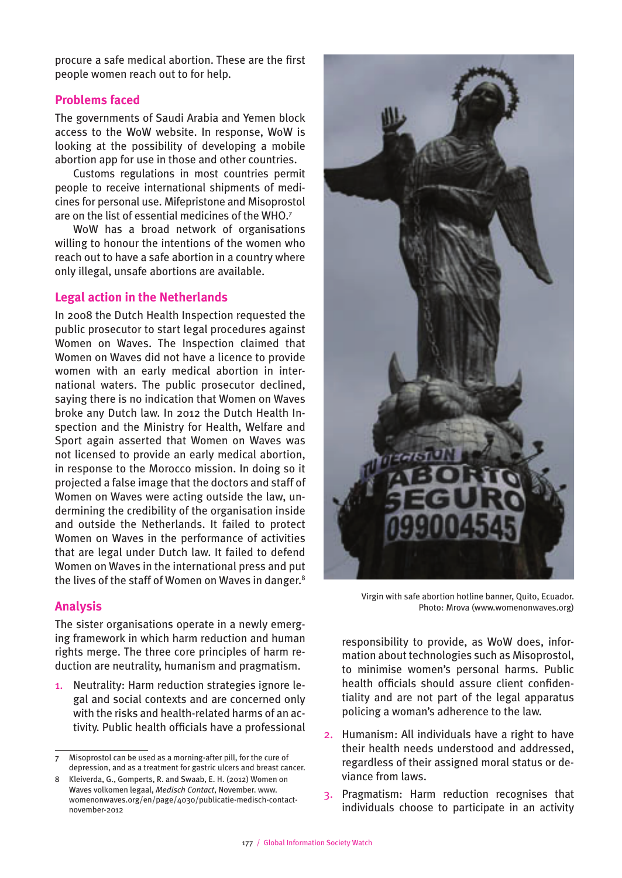procure a safe medical abortion. These are the first people women reach out to for help.

## Problems faced

The governments of Saudi Arabia and Yemen block access to the WoW website. In response, WoW is looking at the possibility of developing a mobile abortion app for use in those and other countries.

Customs regulations in most countries permit people to receive international shipments of medicines for personal use. Mifepristone and Misoprostol are on the list of essential medicines of the WHO.[7]

WoW has a broad network of organisations willing to honour the intentions of the women who reach out to have a safe abortion in a country where only illegal, unsafe abortions are available.

## Legal action in the Netherlands

In 2008 the Dutch Health Inspection requested the public prosecutor to start legal procedures against Women on Waves. The Inspection claimed that Women on Waves did not have a licence to provide women with an early medical abortion in international waters. The public prosecutor declined, saying there is no indication that Women on Waves broke any Dutch law. In 2012 the Dutch Health Inspection and the Ministry for Health, Welfare and Sport again asserted that Women on Waves was not licensed to provide an early medical abortion, in response to the Morocco mission. In doing so it projected a false image that the doctors and staff of Women on Waves were acting outside the law, undermining the credibility of the organisation inside and outside the Netherlands. It failed to protect Women on Waves in the performance of activities that are legal under Dutch law. It failed to defend Women on Waves in the international press and put the lives of the staff of Women on Waves in danger.[8]

Virgin with safe abortion hotline banner, Quito, Ecuador. Photo: Mrova (www.womenonwaves.org)

## Analysis

The sister organisations operate in a newly emerging framework in which harm reduction and human rights merge. The three core principles of harm reduction are neutrality, humanism and pragmatism.

1. Neutrality: Harm reduction strategies ignore legal and social contexts and are concerned only with the risks and health-related harms of an activity. Public health officials have a professional responsibility to provide, as WoW does, information about technologies such as Misoprostol, to minimise women's personal harms. Public health officials should assure client confidentiality and are not part of the legal apparatus policing a woman's adherence to the law.
2. Humanism: All individuals have a right to have their health needs understood and addressed, regardless of their assigned moral status or deviance from laws.
3. Pragmatism: Harm reduction recognises that individuals choose to participate in an activity

---

7 Misoprostol can be used as a morning-after pill, for the cure of depression, and as a treatment for gastric ulcers and breast cancer.

8 Kleiverda, G., Gomperts, R. and Swaab, E. H. (2012) Women on Waves volkomen legaal, *Medisch Contact*, November. www.womenonwaves.org/en/page/4030/publicatie-medisch-contact-november-2012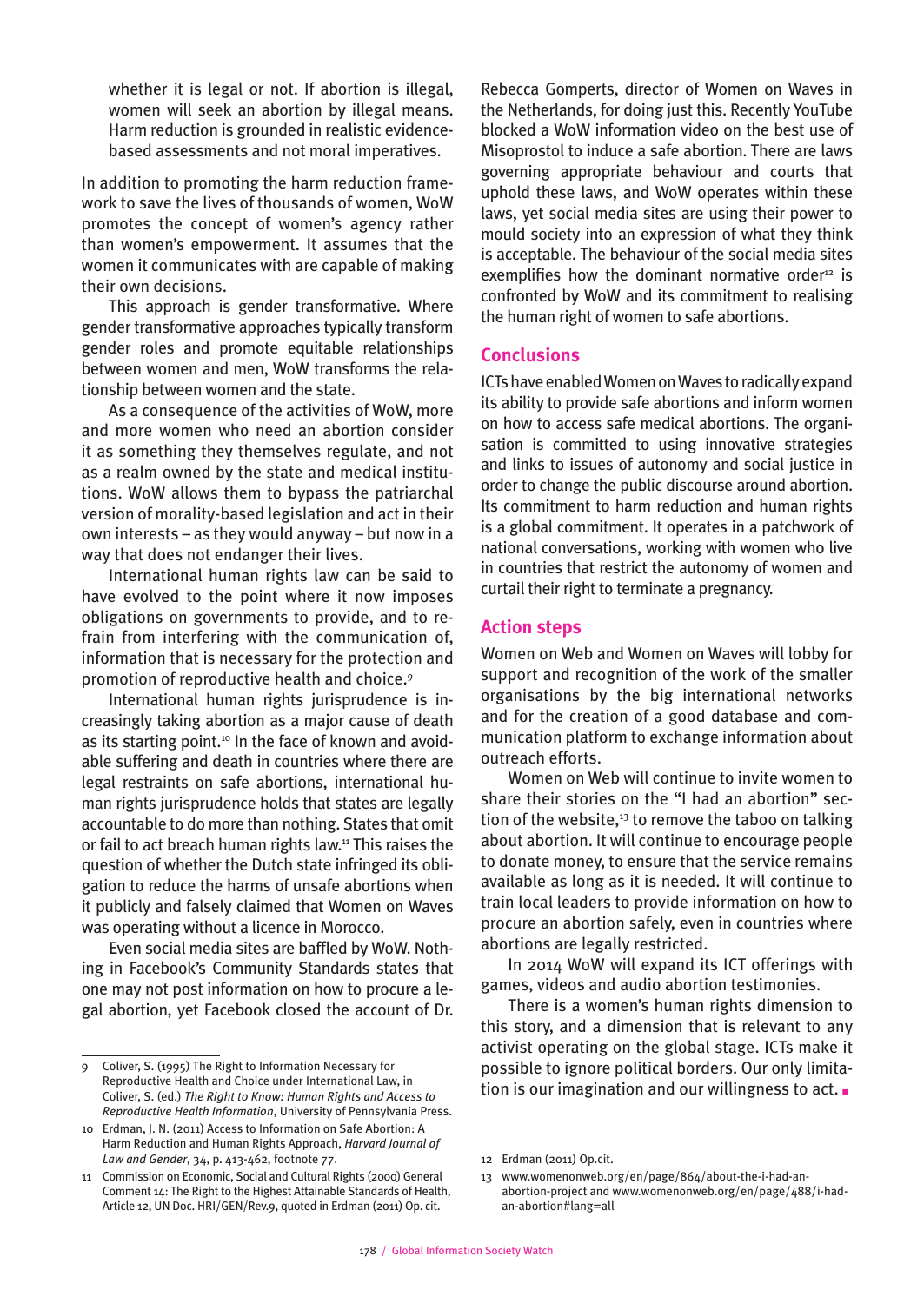whether it is legal or not. If abortion is illegal, women will seek an abortion by illegal means. Harm reduction is grounded in realistic evidence-based assessments and not moral imperatives.

In addition to promoting the harm reduction framework to save the lives of thousands of women, WoW promotes the concept of women's agency rather than women's empowerment. It assumes that the women it communicates with are capable of making their own decisions.

This approach is gender transformative. Where gender transformative approaches typically transform gender roles and promote equitable relationships between women and men, WoW transforms the relationship between women and the state.

As a consequence of the activities of WoW, more and more women who need an abortion consider it as something they themselves regulate, and not as a realm owned by the state and medical institutions. WoW allows them to bypass the patriarchal version of morality-based legislation and act in their own interests – as they would anyway – but now in a way that does not endanger their lives.

International human rights law can be said to have evolved to the point where it now imposes obligations on governments to provide, and to refrain from interfering with the communication of, information that is necessary for the protection and promotion of reproductive health and choice.[9]

International human rights jurisprudence is increasingly taking abortion as a major cause of death as its starting point.[10] In the face of known and avoidable suffering and death in countries where there are legal restraints on safe abortions, international human rights jurisprudence holds that states are legally accountable to do more than nothing. States that omit or fail to act breach human rights law.[11] This raises the question of whether the Dutch state infringed its obligation to reduce the harms of unsafe abortions when it publicly and falsely claimed that Women on Waves was operating without a licence in Morocco.

Even social media sites are baffled by WoW. Nothing in Facebook's Community Standards states that one may not post information on how to procure a legal abortion, yet Facebook closed the account of Dr. Rebecca Gomperts, director of Women on Waves in the Netherlands, for doing just this. Recently YouTube blocked a WoW information video on the best use of Misoprostol to induce a safe abortion. There are laws governing appropriate behaviour and courts that uphold these laws, and WoW operates within these laws, yet social media sites are using their power to mould society into an expression of what they think is acceptable. The behaviour of the social media sites exemplifies how the dominant normative order[12] is confronted by WoW and its commitment to realising the human right of women to safe abortions.

## Conclusions

ICTs have enabled Women on Waves to radically expand its ability to provide safe abortions and inform women on how to access safe medical abortions. The organisation is committed to using innovative strategies and links to issues of autonomy and social justice in order to change the public discourse around abortion. Its commitment to harm reduction and human rights is a global commitment. It operates in a patchwork of national conversations, working with women who live in countries that restrict the autonomy of women and curtail their right to terminate a pregnancy.

## Action steps

Women on Web and Women on Waves will lobby for support and recognition of the work of the smaller organisations by the big international networks and for the creation of a good database and communication platform to exchange information about outreach efforts.

Women on Web will continue to invite women to share their stories on the "I had an abortion" section of the website,[13] to remove the taboo on talking about abortion. It will continue to encourage people to donate money, to ensure that the service remains available as long as it is needed. It will continue to train local leaders to provide information on how to procure an abortion safely, even in countries where abortions are legally restricted.

In 2014 WoW will expand its ICT offerings with games, videos and audio abortion testimonies.

There is a women's human rights dimension to this story, and a dimension that is relevant to any activist operating on the global stage. ICTs make it possible to ignore political borders. Our only limitation is our imagination and our willingness to act. ▪

---

9 Coliver, S. (1995) The Right to Information Necessary for Reproductive Health and Choice under International Law, in Coliver, S. (ed.) *The Right to Know: Human Rights and Access to Reproductive Health Information*, University of Pennsylvania Press.

10 Erdman, J. N. (2011) Access to Information on Safe Abortion: A Harm Reduction and Human Rights Approach, *Harvard Journal of Law and Gender*, 34, p. 413-462, footnote 77.

11 Commission on Economic, Social and Cultural Rights (2000) General Comment 14: The Right to the Highest Attainable Standards of Health, Article 12, UN Doc. HRI/GEN/Rev.9, quoted in Erdman (2011) Op. cit.

12 Erdman (2011) Op.cit.

13 www.womenonweb.org/en/page/864/about-the-i-had-an-abortion-project and www.womenonweb.org/en/page/488/i-had-an-abortion#lang=all